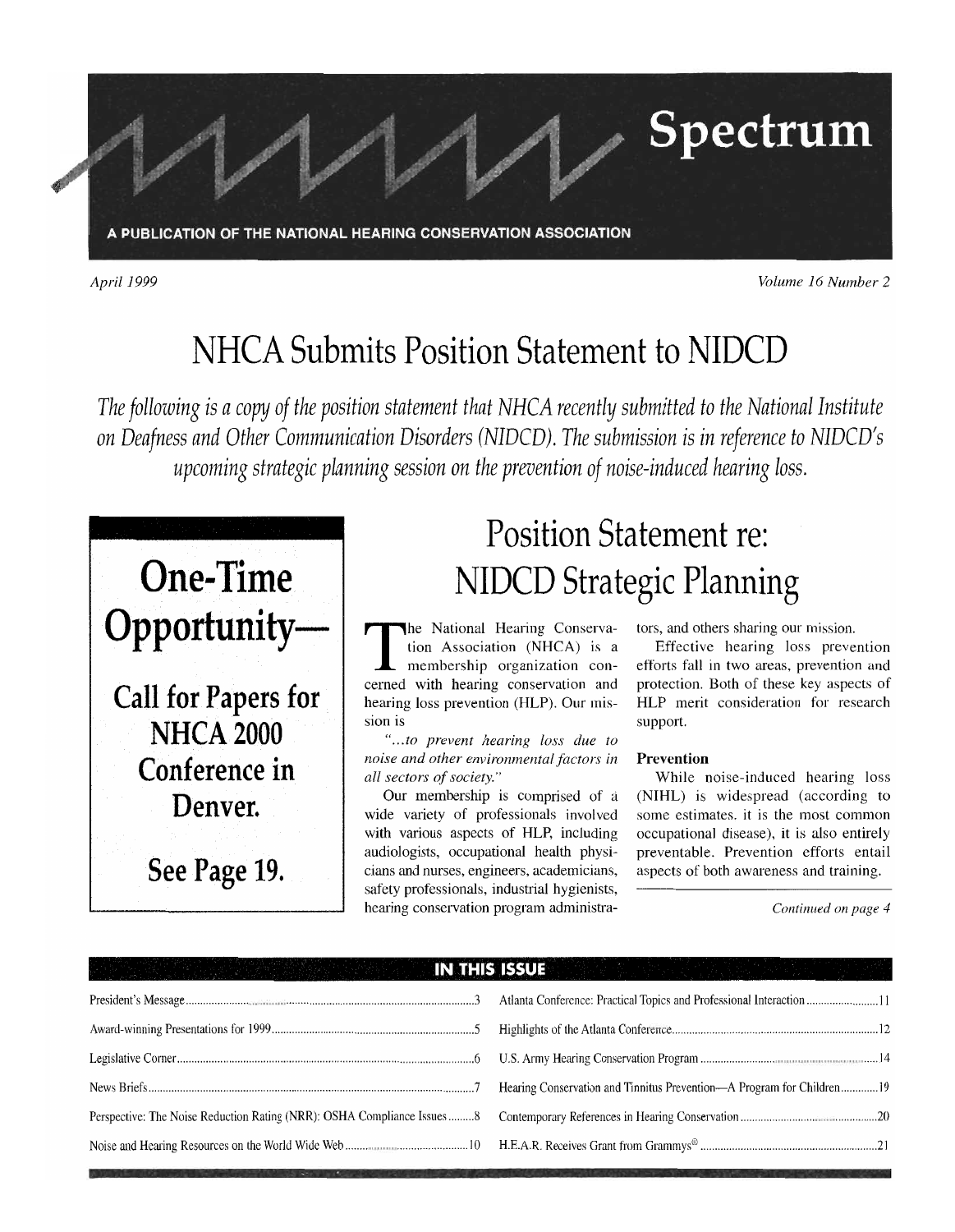# Spectrum

A PUBLICATION OF THE NATIONAL HEARING CONSERVATION ASSOCIATION

*April 1999*

*Volume 16 Number 2*

# NHCA Submits Position Statement to NIDCD

*The following is a copy of the position statement that NHCA recently submitted to the National Institute on Deafness and Other Communication Disorders (NIDCD). The submission is in reference to NIDCD's upcoming strategic planning session on the prevention of noise-induced hearing loss.*

**One-Time Opportunity—**

**Call for Papers for NHCA 2000 Conference in Denver.**

**See Page 19.**

## Position Statement re: NIDCD Strategic Planning

The National Hearing Conservation Association (NHCA) is a membership organization concerned with hearing conservation and hearing loss prevention (HLP). Our mission is

*"...to prevent hearing loss due to noise and other environmental factors in all sectors of society."*

Our membership is comprised of a wide variety of professionals involved with various aspects of HLP, including audiologists, occupational health physicians and nurses, engineers, academicians, safety professionals, industrial hygienists, hearing conservation program administrators, and others sharing our mission.

Effective hearing loss prevention efforts fall in two areas, prevention and protection. Both of these key aspects of HLP merit consideration for research support.

### Prevention

While noise-induced hearing loss (NIHL) is widespread (according to some estimates, it is the most common occupational disease), it is also entirely preventable. Prevention efforts entail aspects of both awareness and training.

*Continued on page 4*

## IN THIS ISSUE

| | |
|---|---|
| President's Message | 3 |
| Award-winning Presentations for 1999 | 5 |
| Legislative Corner | 6 |
| News Briefs | 7 |
| Perspective: The Noise Reduction Rating (NRR): OSHA Compliance Issues | 8 |
| Noise and Hearing Resources on the World Wide Web | 10 |
| Atlanta Conference: Practical Topics and Professional Interaction | 11 |
| Highlights of the Atlanta Conference | 12 |
| U.S. Army Hearing Conservation Program | 14 |
| Hearing Conservation and Tinnitus Prevention—A Program for Children | 19 |
| Contemporary References in Hearing Conservation | 20 |
| H.E.A.R. Receives Grant from Grammys® | 21 |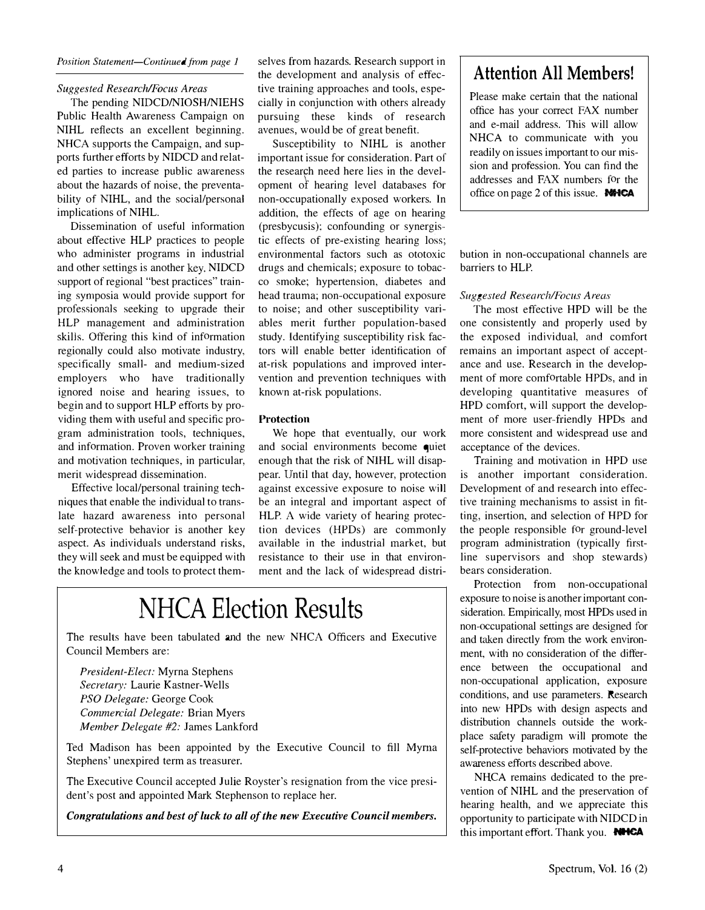*Position Statement—Continued from page 1*

*Suggested Research/Focus Areas*

The pending NIDCD/NIOSH/NIEHS Public Health Awareness Campaign on NIHL reflects an excellent beginning. NHCA supports the Campaign, and supports further efforts by NIDCD and related parties to increase public awareness about the hazards of noise, the preventability of NIHL, and the social/personal implications of NIHL.

Dissemination of useful information about effective HLP practices to people who administer programs in industrial and other settings is another key. NIDCD support of regional "best practices" training symposia would provide support for professionals seeking to upgrade their HLP management and administration skills. Offering this kind of information regionally could also motivate industry, specifically small- and medium-sized employers who have traditionally ignored noise and hearing issues, to begin and to support HLP efforts by providing them with useful and specific program administration tools, techniques, and information. Proven worker training and motivation techniques, in particular, merit widespread dissemination.

Effective local/personal training techniques that enable the individual to translate hazard awareness into personal self-protective behavior is another key aspect. As individuals understand risks, they will seek and must be equipped with the knowledge and tools to protect themselves from hazards. Research support in the development and analysis of effective training approaches and tools, especially in conjunction with others already pursuing these kinds of research avenues, would be of great benefit.

Susceptibility to NIHL is another important issue for consideration. Part of the research need here lies in the development of hearing level databases for non-occupationally exposed workers. In addition, the effects of age on hearing (presbycusis); confounding or synergistic effects of pre-existing hearing loss; environmental factors such as ototoxic drugs and chemicals; exposure to tobacco smoke; hypertension, diabetes and head trauma; non-occupational exposure to noise; and other susceptibility variables merit further population-based study. Identifying susceptibility risk factors will enable better identification of at-risk populations and improved intervention and prevention techniques with known at-risk populations.

**Protection**

We hope that eventually, our work and social environments become quiet enough that the risk of NIHL will disappear. Until that day, however, protection against excessive exposure to noise will be an integral and important aspect of HLP. A wide variety of hearing protection devices (HPDs) are commonly available in the industrial market, but resistance to their use in that environment and the lack of widespread distribution in non-occupational channels are barriers to HLP.

*Suggested Research/Focus Areas*

The most effective HPD will be the one consistently and properly used by the exposed individual, and comfort remains an important aspect of acceptance and use. Research in the development of more comfortable HPDs, and in developing quantitative measures of HPD comfort, will support the development of more user-friendly HPDs and more consistent and widespread use and acceptance of the devices.

Training and motivation in HPD use is another important consideration. Development of and research into effective training mechanisms to assist in fitting, insertion, and selection of HPD for the people responsible for ground-level program administration (typically first-line supervisors and shop stewards) bears consideration.

Protection from non-occupational exposure to noise is another important consideration. Empirically, most HPDs used in non-occupational settings are designed for and taken directly from the work environment, with no consideration of the difference between the occupational and non-occupational application, exposure conditions, and use parameters. Research into new HPDs with design aspects and distribution channels outside the workplace safety paradigm will promote the self-protective behaviors motivated by the awareness efforts described above.

NHCA remains dedicated to the prevention of NIHL and the preservation of hearing health, and we appreciate this opportunity to participate with NIDCD in this important effort. Thank you. **NHCA**

## Attention All Members!

Please make certain that the national office has your correct FAX number and e-mail address. This will allow NHCA to communicate with you readily on issues important to our mission and profession. You can find the addresses and FAX numbers for the office on page 2 of this issue. **NHCA**

# NHCA Election Results

The results have been tabulated and the new NHCA Officers and Executive Council Members are:

*President-Elect:* Myrna Stephens
*Secretary:* Laurie Kastner-Wells
*PSO Delegate:* George Cook
*Commercial Delegate:* Brian Myers
*Member Delegate #2:* James Lankford

Ted Madison has been appointed by the Executive Council to fill Myrna Stephens' unexpired term as treasurer.

The Executive Council accepted Julie Royster's resignation from the vice president's post and appointed Mark Stephenson to replace her.

***Congratulations and best of luck to all of the new Executive Council members.***